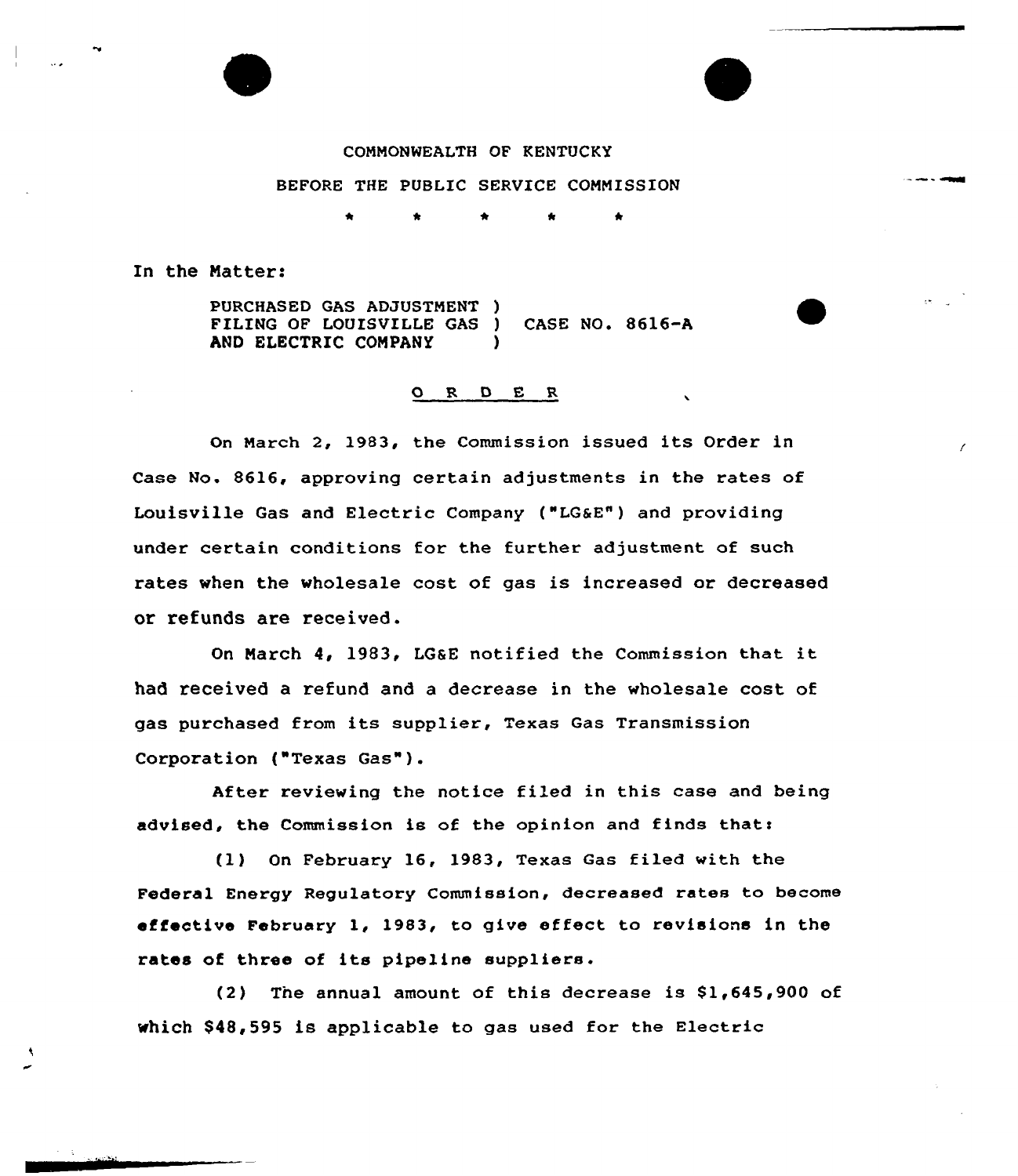COMMONWEALTH OF KENTUCKY

BEFORE THE PUBLIC SERVICE COMMISSION

\* \* \* \* \*

In the Matter:

PURCHASED GAS ADJUSTMENT )
FILING OF LOUISVILLE GAS ) CASE NO. 8616-A
AND ELECTRIC COMPANY )

## O R D E R

On March 2, 1983, the Commission issued its Order in Case No. 8616, approving certain adjustments in the rates of Louisville Gas and Electric Company ("LG&E") and providing under certain conditions for the further adjustment of such rates when the wholesale cost of gas is increased or decreased or refunds are received.

On March 4, 1983, LG&E notified the Commission that it had received a refund and a decrease in the wholesale cost of gas purchased from its supplier, Texas Gas Transmission Corporation ("Texas Gas").

After reviewing the notice filed in this case and being advised, the Commission is of the opinion and finds that:

(1) On February 16, 1983, Texas Gas filed with the Federal Energy Regulatory Commission, decreased rates to become effective February 1, 1983, to give effect to revisions in the rates of three of its pipeline suppliers.

(2) The annual amount of this decrease is $1,645,900 of which $48,595 is applicable to gas used for the Electric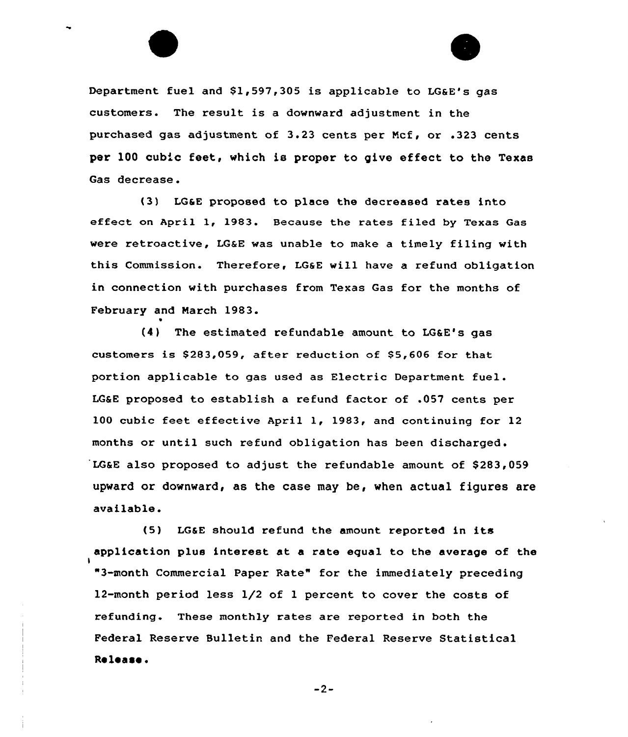Department fuel and $1,597,305 is applicable to LG&E's gas customers. The result is a downward adjustment in the purchased gas adjustment of 3.23 cents per Mcf, or .323 cents per 100 cubic feet, which is proper to give effect to the Texas Gas decrease.

(3) LG&E proposed to place the decreased rates into effect on April 1, 1983. Because the rates filed by Texas Gas were retroactive, LG&E was unable to make a timely filing with this Commission. Therefore, LG&E will have a refund obligation in connection with purchases from Texas Gas for the months of February and March 1983.

(4) The estimated refundable amount to LG&E's gas customers is $283,059, after reduction of $5,606 for that portion applicable to gas used as Electric Department fuel. LG&E proposed to establish a refund factor of .057 cents per 100 cubic feet effective April 1, 1983, and continuing for 12 months or until such refund obligation has been discharged. LG&E also proposed to adjust the refundable amount of $283,059 upward or downward, as the case may be, when actual figures are available.

(5) LG&E should refund the amount reported in its application plus interest at a rate equal to the average of the "3-month Commercial Paper Rate" for the immediately preceding 12-month period less 1/2 of 1 percent to cover the costs of refunding. These monthly rates are reported in both the Federal Reserve Bulletin and the Federal Reserve Statistical Release.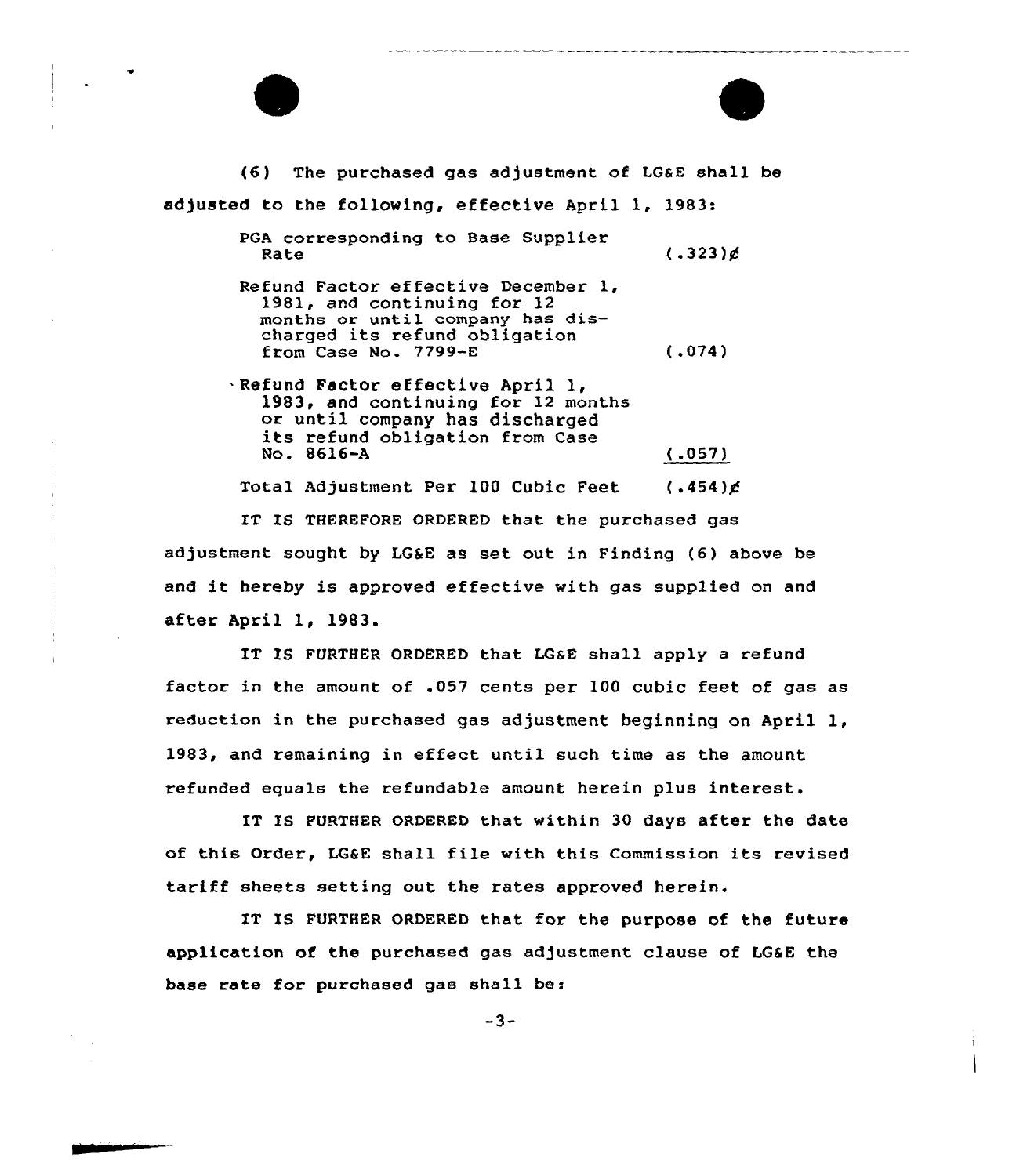(6) The purchased gas adjustment of LG&E shall be adjusted to the following, effective April 1, 1983:

| | |
|---|---|
| PGA corresponding to Base Supplier Rate | (.323)¢ |
| Refund Factor effective December 1, 1981, and continuing for 12 months or until company has discharged its refund obligation from Case No. 7799-E | (.074) |
| Refund Factor effective April 1, 1983, and continuing for 12 months or until company has discharged its refund obligation from Case No. 8616-A | (.057) |
| Total Adjustment Per 100 Cubic Feet | (.454)¢ |

IT IS THEREFORE ORDERED that the purchased gas adjustment sought by LG&E as set out in Finding (6) above be and it hereby is approved effective with gas supplied on and after April 1, 1983.

IT IS FURTHER ORDERED that LG&E shall apply a refund factor in the amount of .057 cents per 100 cubic feet of gas as reduction in the purchased gas adjustment beginning on April 1, 1983, and remaining in effect until such time as the amount refunded equals the refundable amount herein plus interest.

IT IS FURTHER ORDERED that within 30 days after the date of this Order, LG&E shall file with this Commission its revised tariff sheets setting out the rates approved herein.

IT IS FURTHER ORDERED that for the purpose of the future application of the purchased gas adjustment clause of LG&E the base rate for purchased gas shall be: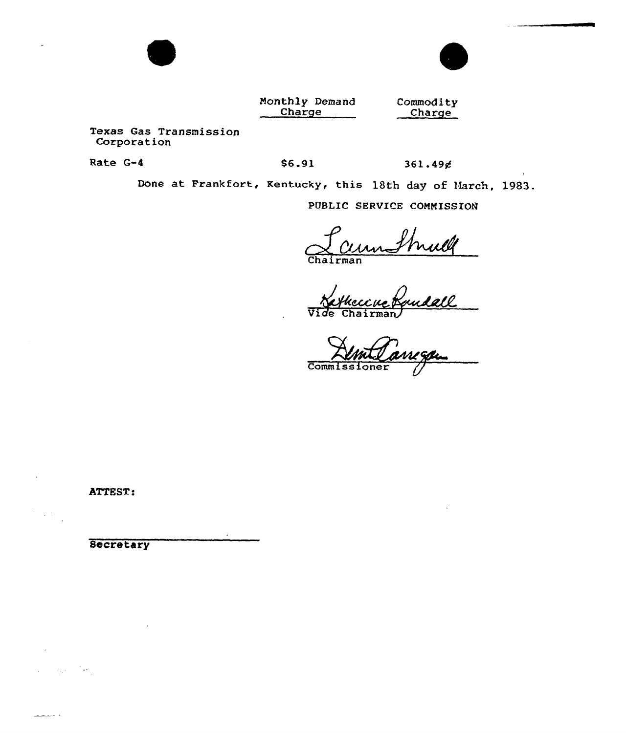| | Monthly Demand Charge | Commodity Charge |
|---|---|---|
| Texas Gas Transmission Corporation | | |
| Rate G-4 | $6.91 | 361.49¢ |

Done at Frankfort, Kentucky, this 18th day of March, 1983.

PUBLIC SERVICE COMMISSION

Chairman

Vice Chairman

Commissioner

ATTEST:

Secretary